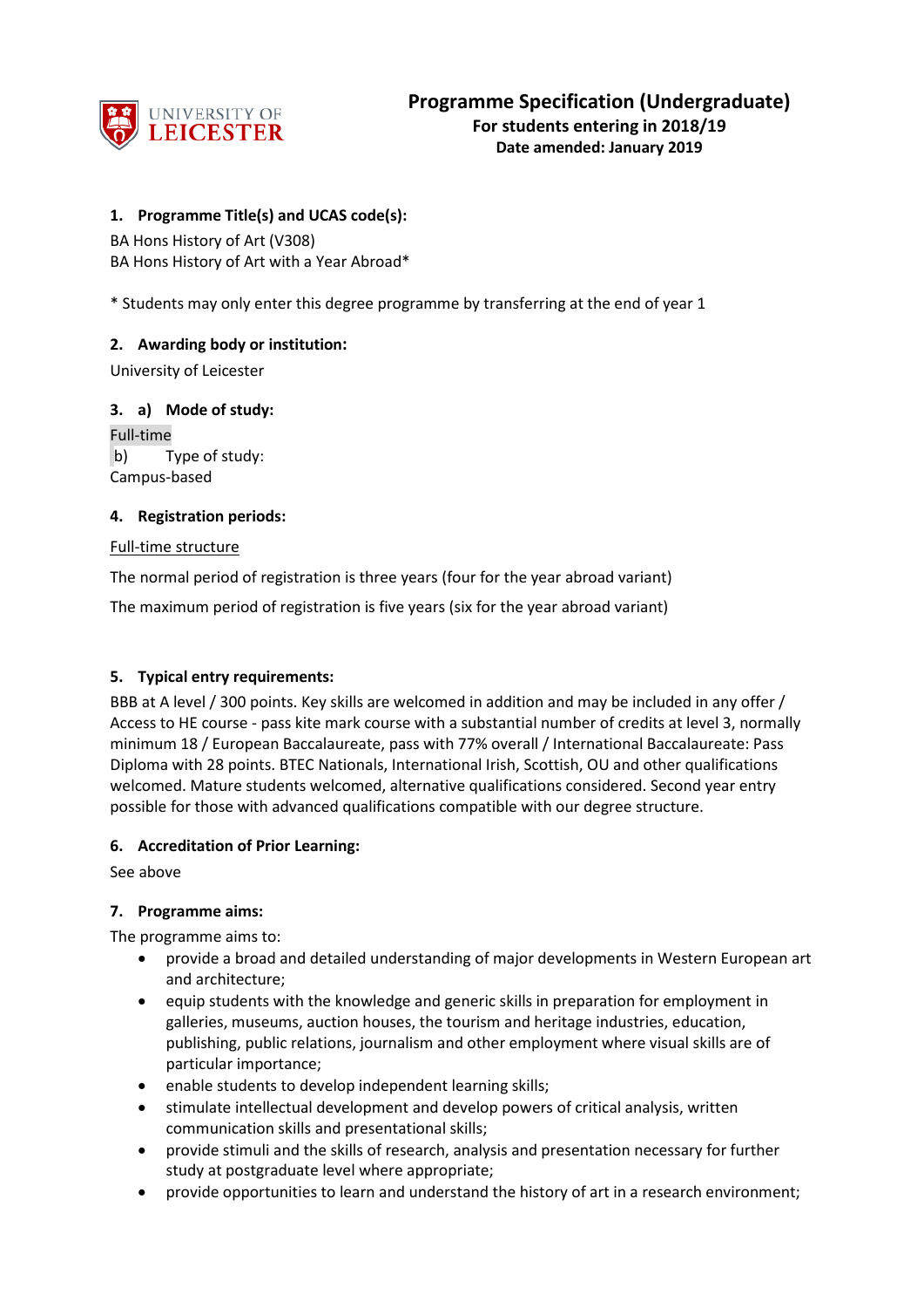# Programme Specification (Undergraduate)

**For students entering in 2018/19**

**Date amended: January 2019**

## 1. Programme Title(s) and UCAS code(s):

BA Hons History of Art (V308)

BA Hons History of Art with a Year Abroad*

* Students may only enter this degree programme by transferring at the end of year 1

## 2. Awarding body or institution:

University of Leicester

## 3. a) Mode of study:

Full-time

b) Type of study:

Campus-based

## 4. Registration periods:

Full-time structure

The normal period of registration is three years (four for the year abroad variant)

The maximum period of registration is five years (six for the year abroad variant)

## 5. Typical entry requirements:

BBB at A level / 300 points. Key skills are welcomed in addition and may be included in any offer / Access to HE course - pass kite mark course with a substantial number of credits at level 3, normally minimum 18 / European Baccalaureate, pass with 77% overall / International Baccalaureate: Pass Diploma with 28 points. BTEC Nationals, International Irish, Scottish, OU and other qualifications welcomed. Mature students welcomed, alternative qualifications considered. Second year entry possible for those with advanced qualifications compatible with our degree structure.

## 6. Accreditation of Prior Learning:

See above

## 7. Programme aims:

The programme aims to:

- provide a broad and detailed understanding of major developments in Western European art and architecture;
- equip students with the knowledge and generic skills in preparation for employment in galleries, museums, auction houses, the tourism and heritage industries, education, publishing, public relations, journalism and other employment where visual skills are of particular importance;
- enable students to develop independent learning skills;
- stimulate intellectual development and develop powers of critical analysis, written communication skills and presentational skills;
- provide stimuli and the skills of research, analysis and presentation necessary for further study at postgraduate level where appropriate;
- provide opportunities to learn and understand the history of art in a research environment;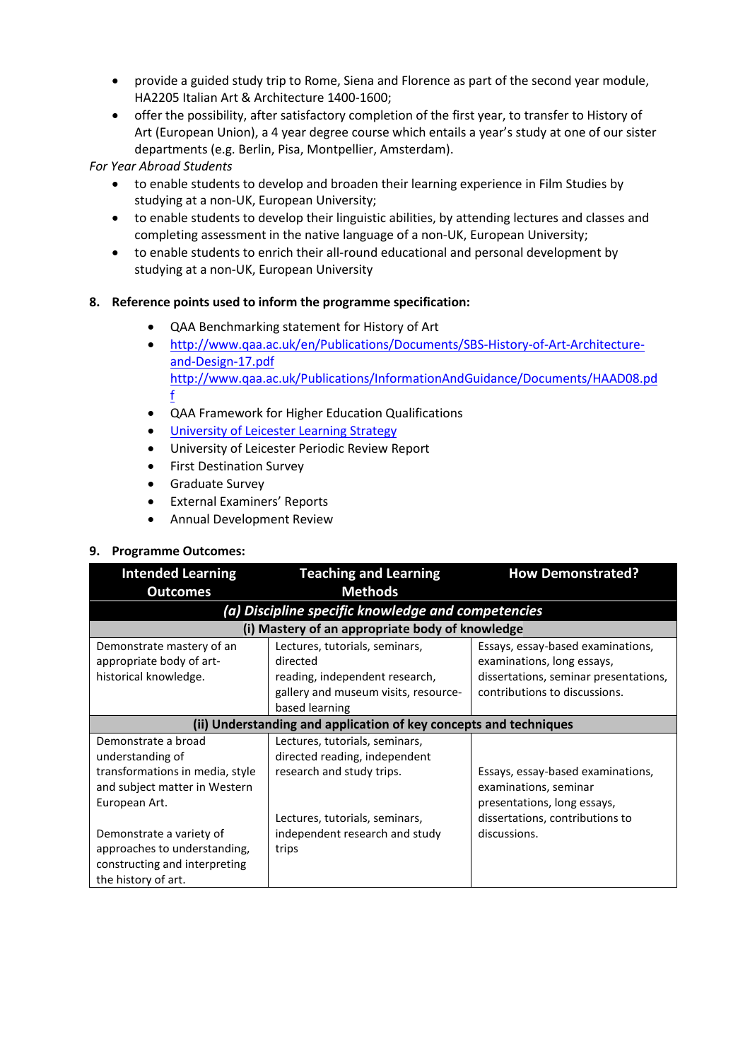- provide a guided study trip to Rome, Siena and Florence as part of the second year module, HA2205 Italian Art & Architecture 1400-1600;
- offer the possibility, after satisfactory completion of the first year, to transfer to History of Art (European Union), a 4 year degree course which entails a year's study at one of our sister departments (e.g. Berlin, Pisa, Montpellier, Amsterdam).

*For Year Abroad Students*

- to enable students to develop and broaden their learning experience in Film Studies by studying at a non-UK, European University;
- to enable students to develop their linguistic abilities, by attending lectures and classes and completing assessment in the native language of a non-UK, European University;
- to enable students to enrich their all-round educational and personal development by studying at a non-UK, European University

**8. Reference points used to inform the programme specification:**

- QAA Benchmarking statement for History of Art
- http://www.qaa.ac.uk/en/Publications/Documents/SBS-History-of-Art-Architecture-and-Design-17.pdf http://www.qaa.ac.uk/Publications/InformationAndGuidance/Documents/HAAD08.pdf
- QAA Framework for Higher Education Qualifications
- University of Leicester Learning Strategy
- University of Leicester Periodic Review Report
- First Destination Survey
- Graduate Survey
- External Examiners' Reports
- Annual Development Review

**9. Programme Outcomes:**

| Intended Learning Outcomes | Teaching and Learning Methods | How Demonstrated? |
|---|---|---|
| ***(a) Discipline specific knowledge and competencies*** | | |
| **(i) Mastery of an appropriate body of knowledge** | | |
| Demonstrate mastery of an appropriate body of art-historical knowledge. | Lectures, tutorials, seminars, directed reading, independent research, gallery and museum visits, resource-based learning | Essays, essay-based examinations, examinations, long essays, dissertations, seminar presentations, contributions to discussions. |
| **(ii) Understanding and application of key concepts and techniques** | | |
| Demonstrate a broad understanding of transformations in media, style and subject matter in Western European Art.<br><br>Demonstrate a variety of approaches to understanding, constructing and interpreting the history of art. | Lectures, tutorials, seminars, directed reading, independent research and study trips.<br><br>Lectures, tutorials, seminars, independent research and study trips | Essays, essay-based examinations, examinations, seminar presentations, long essays, dissertations, contributions to discussions. |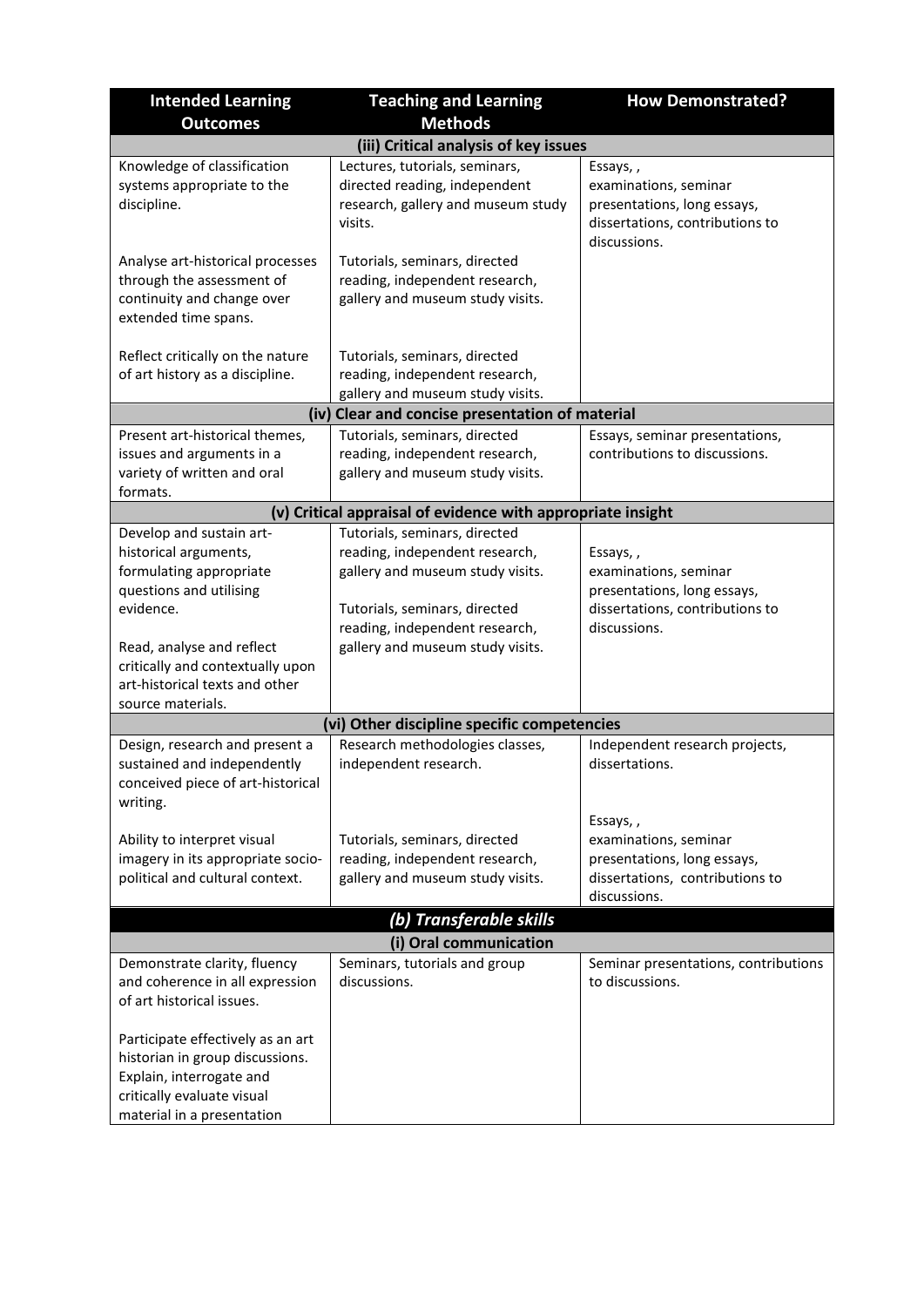| Intended Learning Outcomes | Teaching and Learning Methods | How Demonstrated? |
|---|---|---|
| **(iii) Critical analysis of key issues** | | |
| Knowledge of classification systems appropriate to the discipline.<br><br>Analyse art-historical processes through the assessment of continuity and change over extended time spans.<br><br>Reflect critically on the nature of art history as a discipline. | Lectures, tutorials, seminars, directed reading, independent research, gallery and museum study visits.<br><br>Tutorials, seminars, directed reading, independent research, gallery and museum study visits.<br><br>Tutorials, seminars, directed reading, independent research, gallery and museum study visits. | Essays, , examinations, seminar presentations, long essays, dissertations, contributions to discussions. |
| **(iv) Clear and concise presentation of material** | | |
| Present art-historical themes, issues and arguments in a variety of written and oral formats. | Tutorials, seminars, directed reading, independent research, gallery and museum study visits. | Essays, seminar presentations, contributions to discussions. |
| **(v) Critical appraisal of evidence with appropriate insight** | | |
| Develop and sustain art-historical arguments, formulating appropriate questions and utilising evidence.<br><br>Read, analyse and reflect critically and contextually upon art-historical texts and other source materials. | Tutorials, seminars, directed reading, independent research, gallery and museum study visits.<br><br>Tutorials, seminars, directed reading, independent research, gallery and museum study visits. | Essays, , examinations, seminar presentations, long essays, dissertations, contributions to discussions. |
| **(vi) Other discipline specific competencies** | | |
| Design, research and present a sustained and independently conceived piece of art-historical writing. | Research methodologies classes, independent research. | Independent research projects, dissertations. |
| Ability to interpret visual imagery in its appropriate socio-political and cultural context. | Tutorials, seminars, directed reading, independent research, gallery and museum study visits. | Essays, , examinations, seminar presentations, long essays, dissertations, contributions to discussions. |
| ***(b) Transferable skills*** | | |
| **(i) Oral communication** | | |
| Demonstrate clarity, fluency and coherence in all expression of art historical issues.<br><br>Participate effectively as an art historian in group discussions. Explain, interrogate and critically evaluate visual material in a presentation | Seminars, tutorials and group discussions. | Seminar presentations, contributions to discussions. |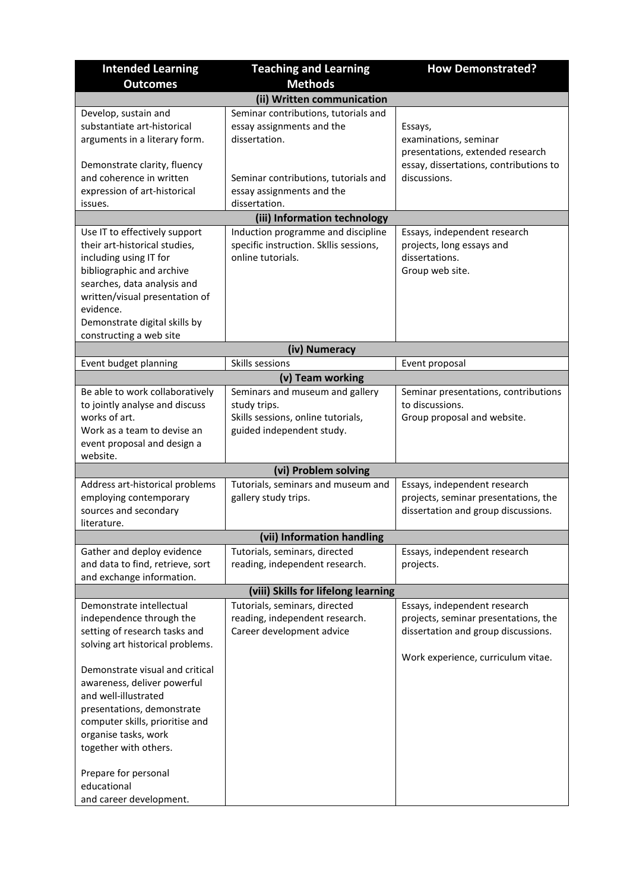| Intended Learning Outcomes | Teaching and Learning Methods | How Demonstrated? |
|---|---|---|
| **(ii) Written communication** | | |
| Develop, sustain and substantiate art-historical arguments in a literary form.<br><br>Demonstrate clarity, fluency and coherence in written expression of art-historical issues. | Seminar contributions, tutorials and essay assignments and the dissertation.<br><br>Seminar contributions, tutorials and essay assignments and the dissertation. | Essays, examinations, seminar presentations, extended research essay, dissertations, contributions to discussions. |
| **(iii) Information technology** | | |
| Use IT to effectively support their art-historical studies, including using IT for bibliographic and archive searches, data analysis and written/visual presentation of evidence.<br>Demonstrate digital skills by constructing a web site | Induction programme and discipline specific instruction. Skllis sessions, online tutorials. | Essays, independent research projects, long essays and dissertations.<br>Group web site. |
| **(iv) Numeracy** | | |
| Event budget planning | Skills sessions | Event proposal |
| **(v) Team working** | | |
| Be able to work collaboratively to jointly analyse and discuss works of art.<br>Work as a team to devise an event proposal and design a website. | Seminars and museum and gallery study trips.<br>Skills sessions, online tutorials, guided independent study. | Seminar presentations, contributions to discussions.<br>Group proposal and website. |
| **(vi) Problem solving** | | |
| Address art-historical problems employing contemporary sources and secondary literature. | Tutorials, seminars and museum and gallery study trips. | Essays, independent research projects, seminar presentations, the dissertation and group discussions. |
| **(vii) Information handling** | | |
| Gather and deploy evidence and data to find, retrieve, sort and exchange information. | Tutorials, seminars, directed reading, independent research. | Essays, independent research projects. |
| **(viii) Skills for lifelong learning** | | |
| Demonstrate intellectual independence through the setting of research tasks and solving art historical problems.<br><br>Demonstrate visual and critical awareness, deliver powerful and well-illustrated presentations, demonstrate computer skills, prioritise and organise tasks, work together with others.<br><br>Prepare for personal educational and career development. | Tutorials, seminars, directed reading, independent research.<br>Career development advice | Essays, independent research projects, seminar presentations, the dissertation and group discussions.<br><br>Work experience, curriculum vitae. |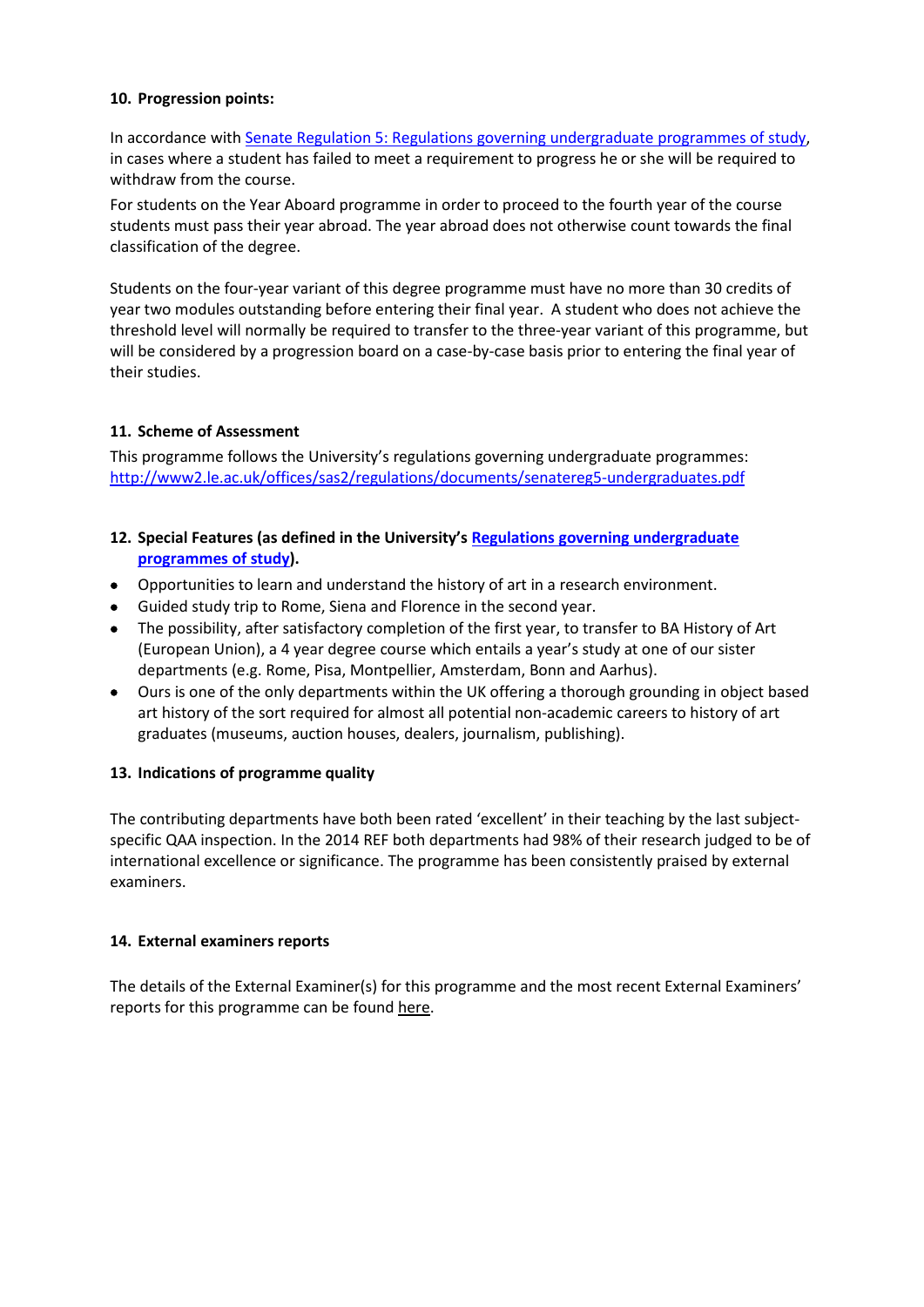**10. Progression points:**

In accordance with [Senate Regulation 5: Regulations governing undergraduate programmes of study](), in cases where a student has failed to meet a requirement to progress he or she will be required to withdraw from the course.

For students on the Year Aboard programme in order to proceed to the fourth year of the course students must pass their year abroad. The year abroad does not otherwise count towards the final classification of the degree.

Students on the four-year variant of this degree programme must have no more than 30 credits of year two modules outstanding before entering their final year. A student who does not achieve the threshold level will normally be required to transfer to the three-year variant of this programme, but will be considered by a progression board on a case-by-case basis prior to entering the final year of their studies.

**11. Scheme of Assessment**

This programme follows the University's regulations governing undergraduate programmes: http://www2.le.ac.uk/offices/sas2/regulations/documents/senatereg5-undergraduates.pdf

**12. Special Features (as defined in the University's [Regulations governing undergraduate programmes of study]()).**

- Opportunities to learn and understand the history of art in a research environment.
- Guided study trip to Rome, Siena and Florence in the second year.
- The possibility, after satisfactory completion of the first year, to transfer to BA History of Art (European Union), a 4 year degree course which entails a year's study at one of our sister departments (e.g. Rome, Pisa, Montpellier, Amsterdam, Bonn and Aarhus).
- Ours is one of the only departments within the UK offering a thorough grounding in object based art history of the sort required for almost all potential non-academic careers to history of art graduates (museums, auction houses, dealers, journalism, publishing).

**13. Indications of programme quality**

The contributing departments have both been rated 'excellent' in their teaching by the last subject-specific QAA inspection. In the 2014 REF both departments had 98% of their research judged to be of international excellence or significance. The programme has been consistently praised by external examiners.

**14. External examiners reports**

The details of the External Examiner(s) for this programme and the most recent External Examiners' reports for this programme can be found [here]().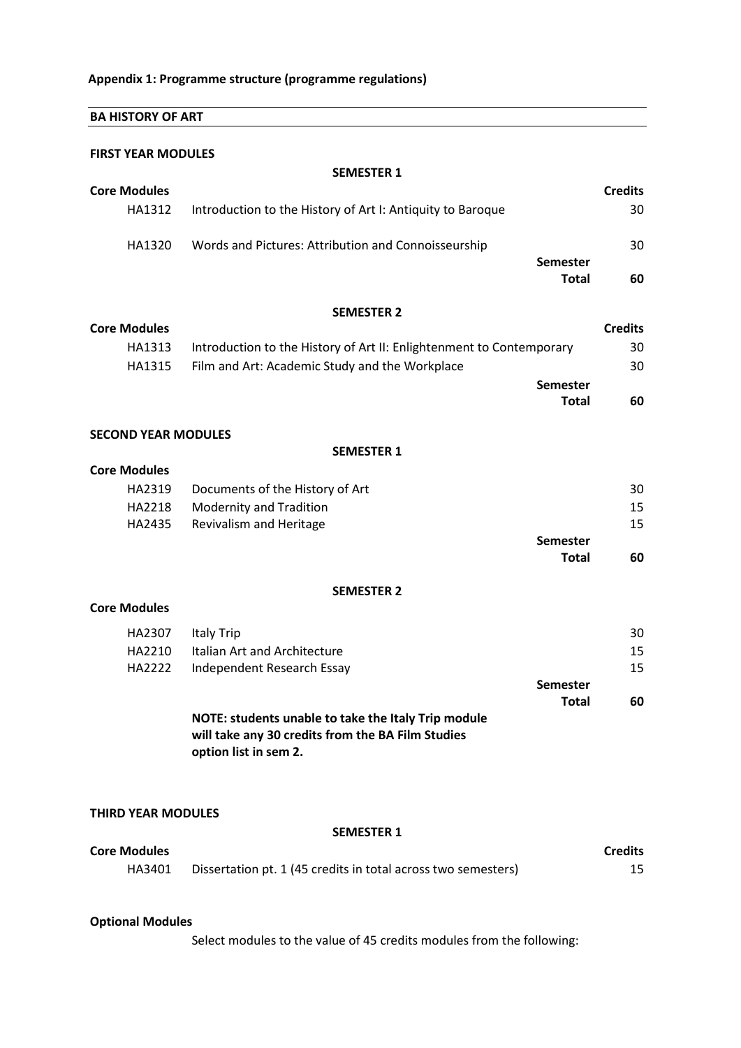**Appendix 1: Programme structure (programme regulations)**

## BA HISTORY OF ART

### FIRST YEAR MODULES

**SEMESTER 1**

| **Core Modules** | | **Credits** |
|---|---|---|
| HA1312 | Introduction to the History of Art I: Antiquity to Baroque | 30 |
| HA1320 | Words and Pictures: Attribution and Connoisseurship | 30 |
| | **Semester Total** | **60** |

**SEMESTER 2**

| **Core Modules** | | **Credits** |
|---|---|---|
| HA1313 | Introduction to the History of Art II: Enlightenment to Contemporary | 30 |
| HA1315 | Film and Art: Academic Study and the Workplace | 30 |
| | **Semester Total** | **60** |

### SECOND YEAR MODULES

**SEMESTER 1**

| **Core Modules** | | |
|---|---|---|
| HA2319 | Documents of the History of Art | 30 |
| HA2218 | Modernity and Tradition | 15 |
| HA2435 | Revivalism and Heritage | 15 |
| | **Semester Total** | **60** |

**SEMESTER 2**

| **Core Modules** | | |
|---|---|---|
| HA2307 | Italy Trip | 30 |
| HA2210 | Italian Art and Architecture | 15 |
| HA2222 | Independent Research Essay | 15 |
| | **Semester Total** | **60** |

**NOTE: students unable to take the Italy Trip module will take any 30 credits from the BA Film Studies option list in sem 2.**

### THIRD YEAR MODULES

**SEMESTER 1**

| **Core Modules** | | **Credits** |
|---|---|---|
| HA3401 | Dissertation pt. 1 (45 credits in total across two semesters) | 15 |

**Optional Modules**

Select modules to the value of 45 credits modules from the following: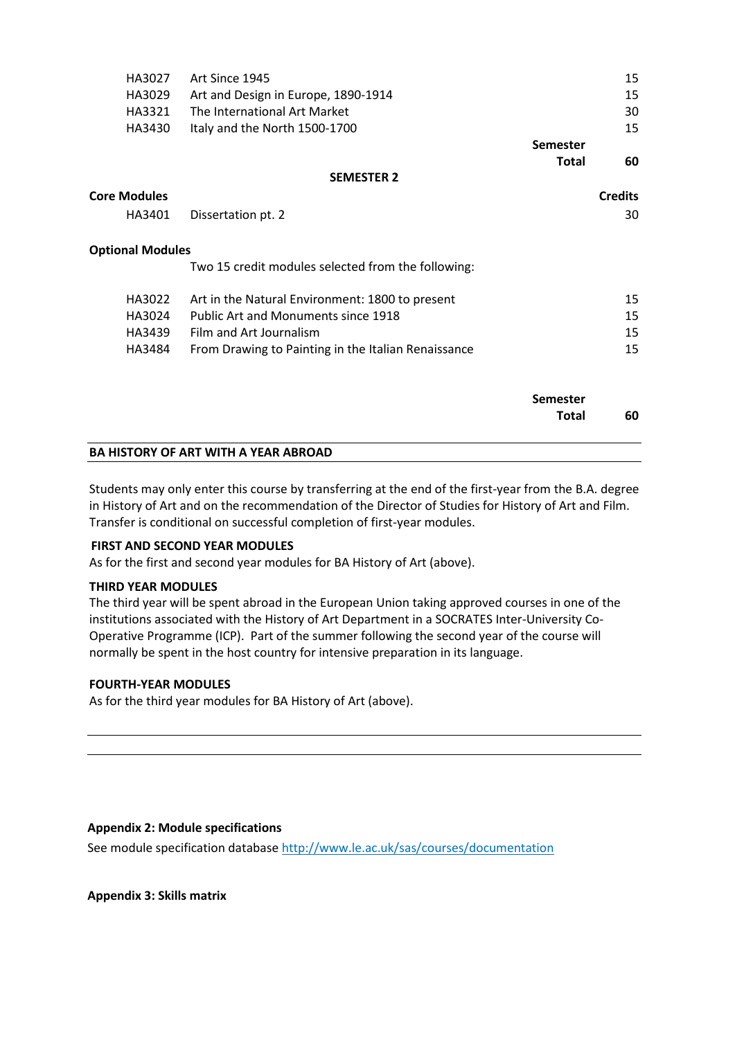| | | |
|---|---|---|
| HA3027 | Art Since 1945 | 15 |
| HA3029 | Art and Design in Europe, 1890-1914 | 15 |
| HA3321 | The International Art Market | 30 |
| HA3430 | Italy and the North 1500-1700 | 15 |
| | **Semester Total** | **60** |

**SEMESTER 2**

| **Core Modules** | | **Credits** |
|---|---|---|
| HA3401 | Dissertation pt. 2 | 30 |

**Optional Modules**

Two 15 credit modules selected from the following:

| | | |
|---|---|---|
| HA3022 | Art in the Natural Environment: 1800 to present | 15 |
| HA3024 | Public Art and Monuments since 1918 | 15 |
| HA3439 | Film and Art Journalism | 15 |
| HA3484 | From Drawing to Painting in the Italian Renaissance | 15 |
| | **Semester Total** | **60** |

## BA HISTORY OF ART WITH A YEAR ABROAD

Students may only enter this course by transferring at the end of the first-year from the B.A. degree in History of Art and on the recommendation of the Director of Studies for History of Art and Film. Transfer is conditional on successful completion of first-year modules.

**FIRST AND SECOND YEAR MODULES**
As for the first and second year modules for BA History of Art (above).

**THIRD YEAR MODULES**
The third year will be spent abroad in the European Union taking approved courses in one of the institutions associated with the History of Art Department in a SOCRATES Inter-University Co-Operative Programme (ICP). Part of the summer following the second year of the course will normally be spent in the host country for intensive preparation in its language.

**FOURTH-YEAR MODULES**
As for the third year modules for BA History of Art (above).

**Appendix 2: Module specifications**

See module specification database http://www.le.ac.uk/sas/courses/documentation

**Appendix 3: Skills matrix**